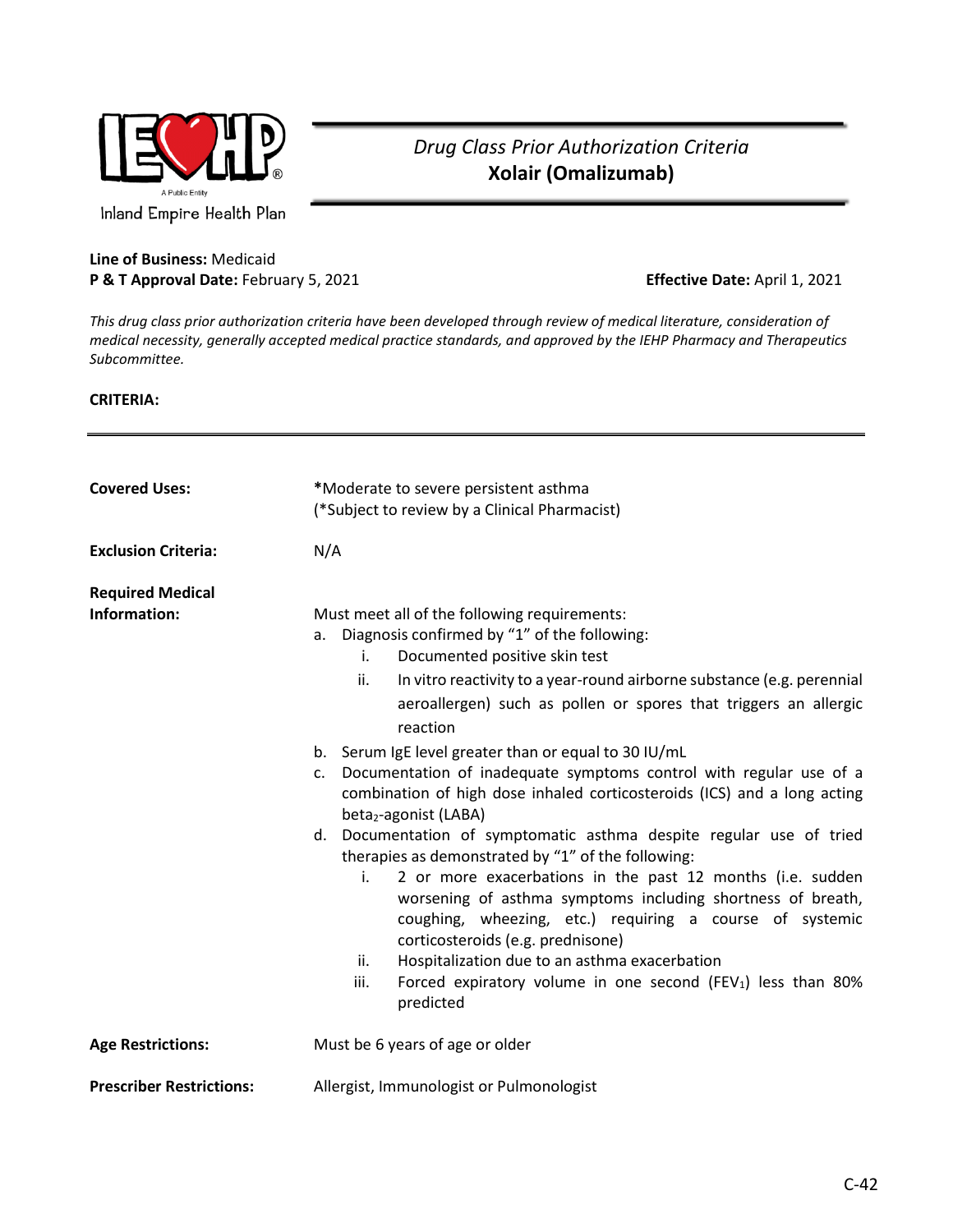Inland Empire Health Plan

# *Drug Class Prior Authorization Criteria*
# **Xolair (Omalizumab)**

**Line of Business:** Medicaid
**P & T Approval Date:** February 5, 2021
**Effective Date:** April 1, 2021

*This drug class prior authorization criteria have been developed through review of medical literature, consideration of medical necessity, generally accepted medical practice standards, and approved by the IEHP Pharmacy and Therapeutics Subcommittee.*

**CRITERIA:**

---

**Covered Uses:**

*Moderate to severe persistent asthma
(*Subject to review by a Clinical Pharmacist)

**Exclusion Criteria:**

N/A

**Required Medical Information:**

Must meet all of the following requirements:

a. Diagnosis confirmed by "1" of the following:
   - i. Documented positive skin test
   - ii. In vitro reactivity to a year-round airborne substance (e.g. perennial aeroallergen) such as pollen or spores that triggers an allergic reaction
b. Serum IgE level greater than or equal to 30 IU/mL
c. Documentation of inadequate symptoms control with regular use of a combination of high dose inhaled corticosteroids (ICS) and a long acting beta$_2$-agonist (LABA)
d. Documentation of symptomatic asthma despite regular use of tried therapies as demonstrated by "1" of the following:
   - i. 2 or more exacerbations in the past 12 months (i.e. sudden worsening of asthma symptoms including shortness of breath, coughing, wheezing, etc.) requiring a course of systemic corticosteroids (e.g. prednisone)
   - ii. Hospitalization due to an asthma exacerbation
   - iii. Forced expiratory volume in one second (FEV$_1$) less than 80% predicted

**Age Restrictions:**

Must be 6 years of age or older

**Prescriber Restrictions:**

Allergist, Immunologist or Pulmonologist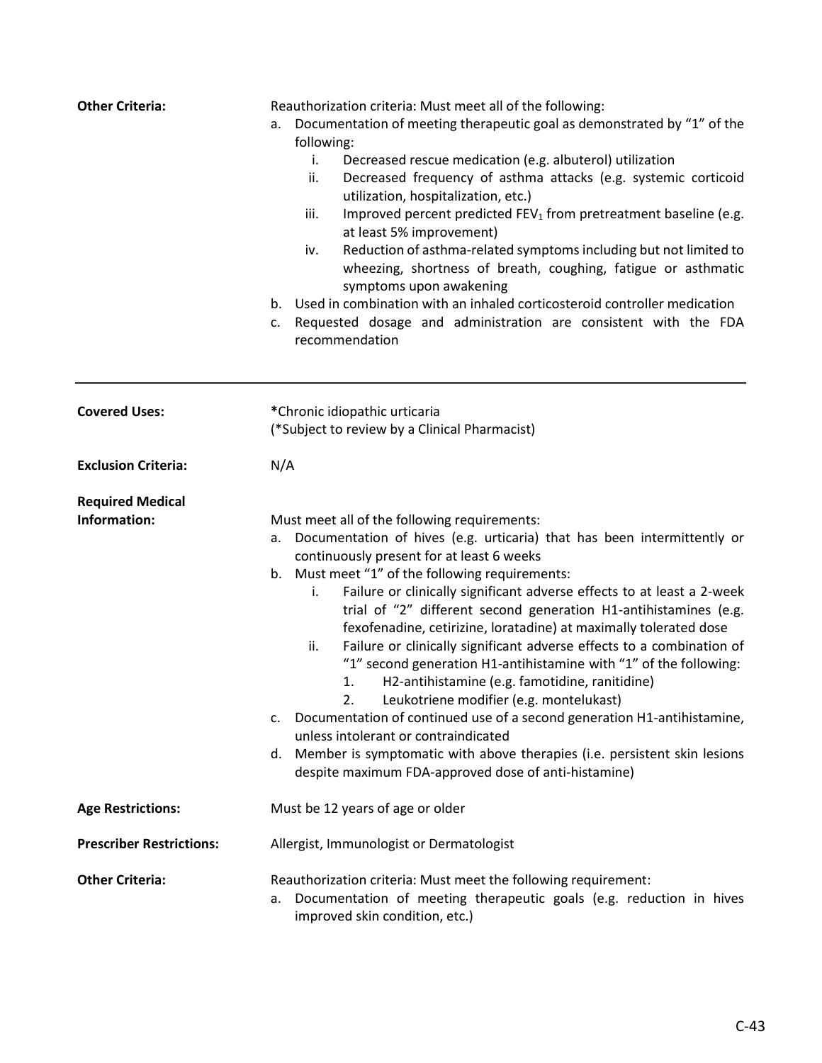**Other Criteria:**

Reauthorization criteria: Must meet all of the following:

a. Documentation of meeting therapeutic goal as demonstrated by "1" of the following:
   i. Decreased rescue medication (e.g. albuterol) utilization
   ii. Decreased frequency of asthma attacks (e.g. systemic corticoid utilization, hospitalization, etc.)
   iii. Improved percent predicted $FEV_1$ from pretreatment baseline (e.g. at least 5% improvement)
   iv. Reduction of asthma-related symptoms including but not limited to wheezing, shortness of breath, coughing, fatigue or asthmatic symptoms upon awakening

b. Used in combination with an inhaled corticosteroid controller medication

c. Requested dosage and administration are consistent with the FDA recommendation

---

**Covered Uses:**

*Chronic idiopathic urticaria
(*Subject to review by a Clinical Pharmacist)

**Exclusion Criteria:**

N/A

**Required Medical Information:**

Must meet all of the following requirements:

a. Documentation of hives (e.g. urticaria) that has been intermittently or continuously present for at least 6 weeks

b. Must meet "1" of the following requirements:
   i. Failure or clinically significant adverse effects to at least a 2-week trial of "2" different second generation H1-antihistamines (e.g. fexofenadine, cetirizine, loratadine) at maximally tolerated dose
   ii. Failure or clinically significant adverse effects to a combination of "1" second generation H1-antihistamine with "1" of the following:
      1. H2-antihistamine (e.g. famotidine, ranitidine)
      2. Leukotriene modifier (e.g. montelukast)

c. Documentation of continued use of a second generation H1-antihistamine, unless intolerant or contraindicated

d. Member is symptomatic with above therapies (i.e. persistent skin lesions despite maximum FDA-approved dose of anti-histamine)

**Age Restrictions:**

Must be 12 years of age or older

**Prescriber Restrictions:**

Allergist, Immunologist or Dermatologist

**Other Criteria:**

Reauthorization criteria: Must meet the following requirement:

a. Documentation of meeting therapeutic goals (e.g. reduction in hives improved skin condition, etc.)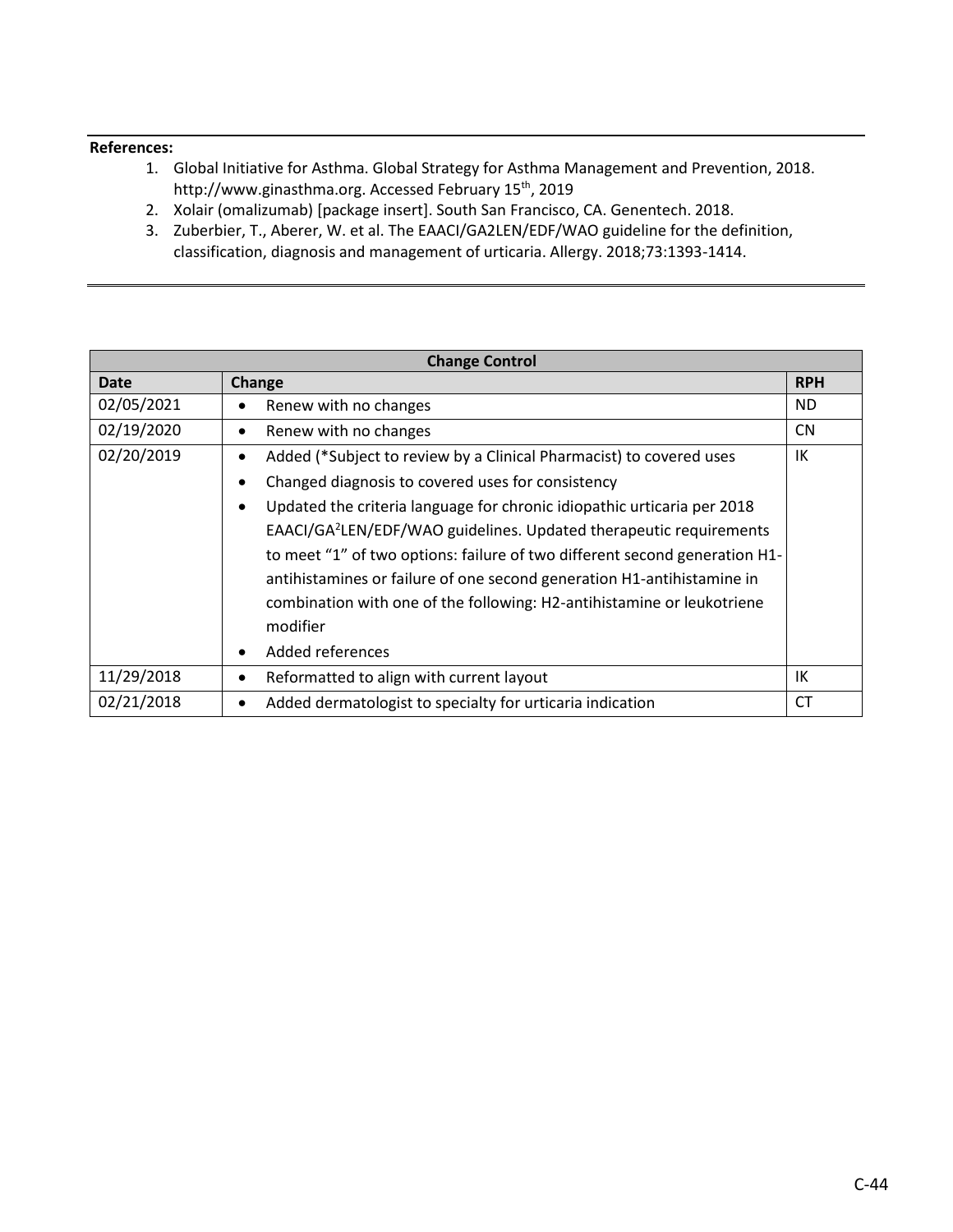**References:**

1. Global Initiative for Asthma. Global Strategy for Asthma Management and Prevention, 2018. http://www.ginasthma.org. Accessed February 15th, 2019
2. Xolair (omalizumab) [package insert]. South San Francisco, CA. Genentech. 2018.
3. Zuberbier, T., Aberer, W. et al. The EAACI/GA2LEN/EDF/WAO guideline for the definition, classification, diagnosis and management of urticaria. Allergy. 2018;73:1393-1414.

| Change Control | | |
|---|---|---|
| **Date** | **Change** | **RPH** |
| 02/05/2021 | • Renew with no changes | ND |
| 02/19/2020 | • Renew with no changes | CN |
| 02/20/2019 | • Added (*Subject to review by a Clinical Pharmacist) to covered uses<br>• Changed diagnosis to covered uses for consistency<br>• Updated the criteria language for chronic idiopathic urticaria per 2018 EAACI/GA$^2$LEN/EDF/WAO guidelines. Updated therapeutic requirements to meet "1" of two options: failure of two different second generation H1-antihistamines or failure of one second generation H1-antihistamine in combination with one of the following: H2-antihistamine or leukotriene modifier<br>• Added references | IK |
| 11/29/2018 | • Reformatted to align with current layout | IK |
| 02/21/2018 | • Added dermatologist to specialty for urticaria indication | CT |